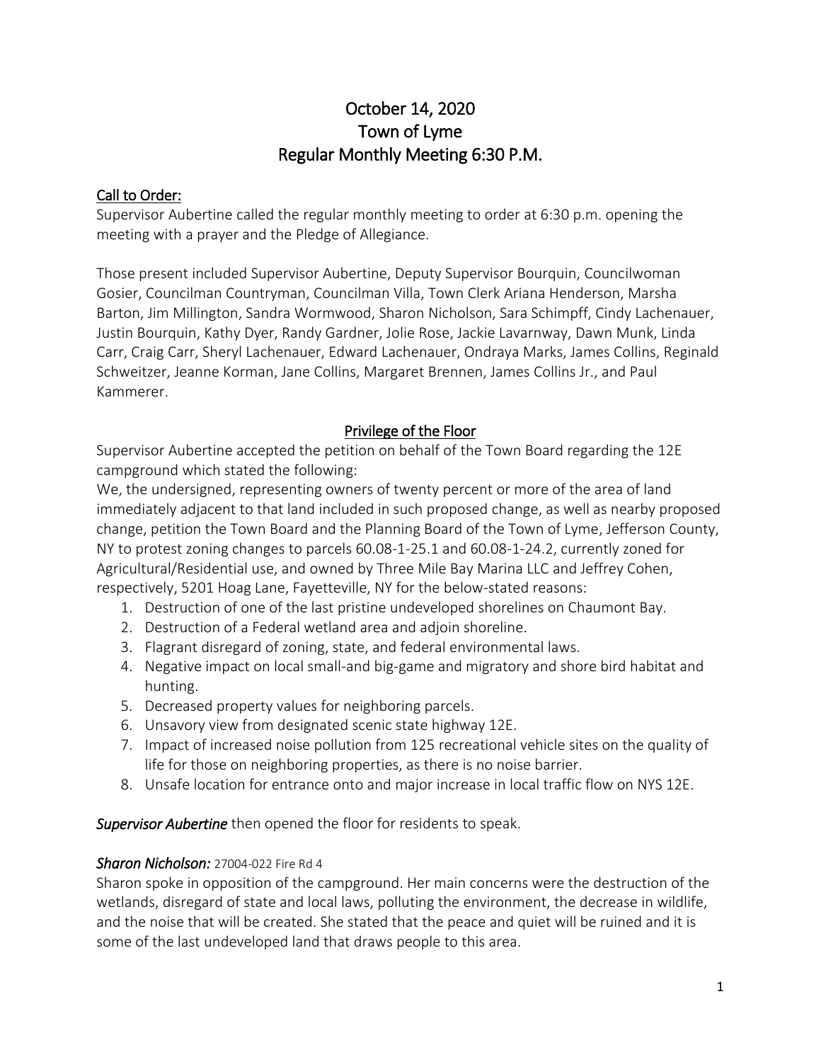# October 14, 2020
# Town of Lyme
# Regular Monthly Meeting 6:30 P.M.

## Call to Order:

Supervisor Aubertine called the regular monthly meeting to order at 6:30 p.m. opening the meeting with a prayer and the Pledge of Allegiance.

Those present included Supervisor Aubertine, Deputy Supervisor Bourquin, Councilwoman Gosier, Councilman Countryman, Councilman Villa, Town Clerk Ariana Henderson, Marsha Barton, Jim Millington, Sandra Wormwood, Sharon Nicholson, Sara Schimpff, Cindy Lachenauer, Justin Bourquin, Kathy Dyer, Randy Gardner, Jolie Rose, Jackie Lavarnway, Dawn Munk, Linda Carr, Craig Carr, Sheryl Lachenauer, Edward Lachenauer, Ondraya Marks, James Collins, Reginald Schweitzer, Jeanne Korman, Jane Collins, Margaret Brennen, James Collins Jr., and Paul Kammerer.

## Privilege of the Floor

Supervisor Aubertine accepted the petition on behalf of the Town Board regarding the 12E campground which stated the following:

We, the undersigned, representing owners of twenty percent or more of the area of land immediately adjacent to that land included in such proposed change, as well as nearby proposed change, petition the Town Board and the Planning Board of the Town of Lyme, Jefferson County, NY to protest zoning changes to parcels 60.08-1-25.1 and 60.08-1-24.2, currently zoned for Agricultural/Residential use, and owned by Three Mile Bay Marina LLC and Jeffrey Cohen, respectively, 5201 Hoag Lane, Fayetteville, NY for the below-stated reasons:

1. Destruction of one of the last pristine undeveloped shorelines on Chaumont Bay.
2. Destruction of a Federal wetland area and adjoin shoreline.
3. Flagrant disregard of zoning, state, and federal environmental laws.
4. Negative impact on local small-and big-game and migratory and shore bird habitat and hunting.
5. Decreased property values for neighboring parcels.
6. Unsavory view from designated scenic state highway 12E.
7. Impact of increased noise pollution from 125 recreational vehicle sites on the quality of life for those on neighboring properties, as there is no noise barrier.
8. Unsafe location for entrance onto and major increase in local traffic flow on NYS 12E.

***Supervisor Aubertine*** then opened the floor for residents to speak.

***Sharon Nicholson:*** 27004-022 Fire Rd 4

Sharon spoke in opposition of the campground. Her main concerns were the destruction of the wetlands, disregard of state and local laws, polluting the environment, the decrease in wildlife, and the noise that will be created. She stated that the peace and quiet will be ruined and it is some of the last undeveloped land that draws people to this area.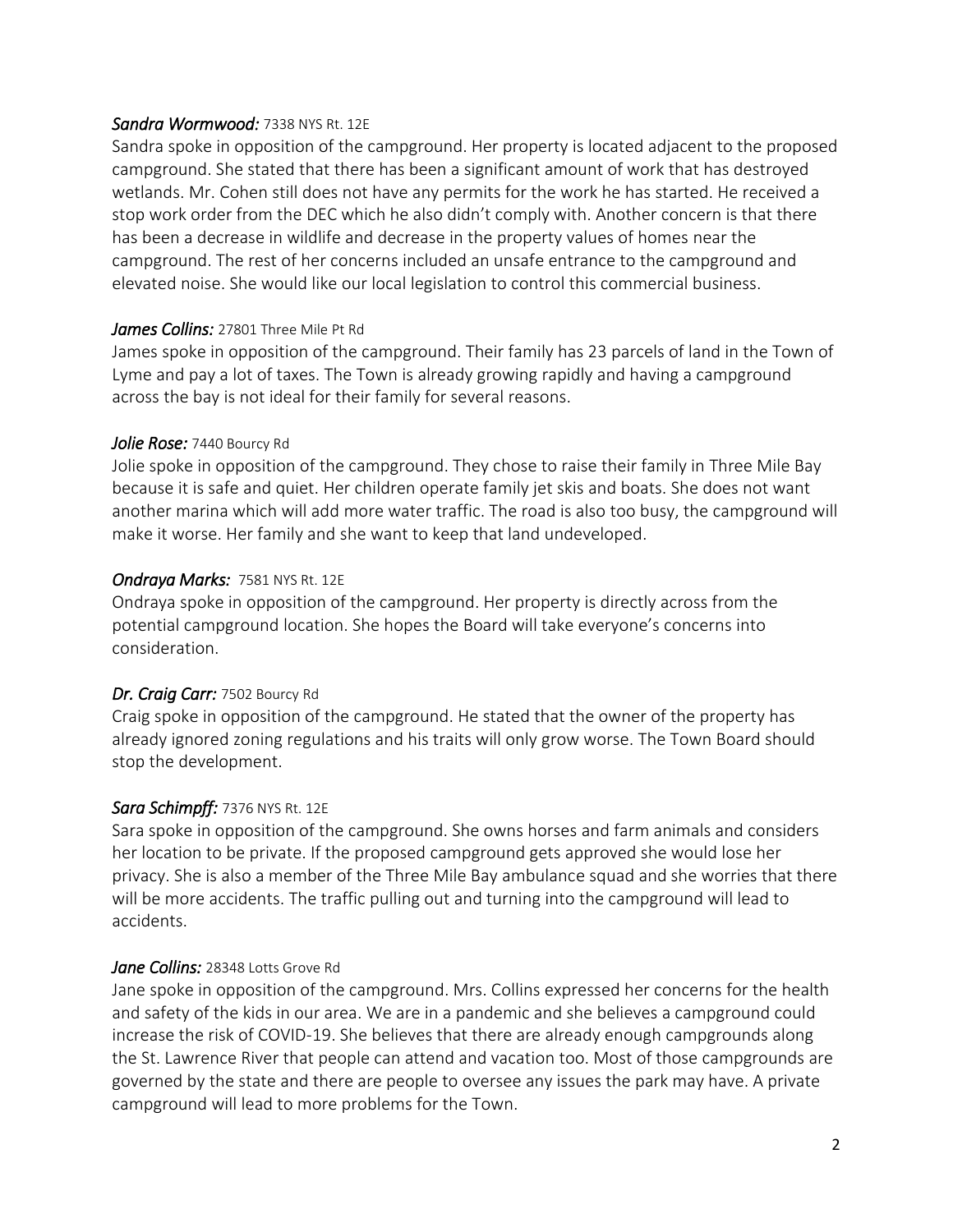***Sandra Wormwood:*** 7338 NYS Rt. 12E

Sandra spoke in opposition of the campground. Her property is located adjacent to the proposed campground. She stated that there has been a significant amount of work that has destroyed wetlands. Mr. Cohen still does not have any permits for the work he has started. He received a stop work order from the DEC which he also didn't comply with. Another concern is that there has been a decrease in wildlife and decrease in the property values of homes near the campground. The rest of her concerns included an unsafe entrance to the campground and elevated noise. She would like our local legislation to control this commercial business.

***James Collins:*** 27801 Three Mile Pt Rd

James spoke in opposition of the campground. Their family has 23 parcels of land in the Town of Lyme and pay a lot of taxes. The Town is already growing rapidly and having a campground across the bay is not ideal for their family for several reasons.

***Jolie Rose:*** 7440 Bourcy Rd

Jolie spoke in opposition of the campground. They chose to raise their family in Three Mile Bay because it is safe and quiet. Her children operate family jet skis and boats. She does not want another marina which will add more water traffic. The road is also too busy, the campground will make it worse. Her family and she want to keep that land undeveloped.

***Ondraya Marks:*** 7581 NYS Rt. 12E

Ondraya spoke in opposition of the campground. Her property is directly across from the potential campground location. She hopes the Board will take everyone's concerns into consideration.

***Dr. Craig Carr:*** 7502 Bourcy Rd

Craig spoke in opposition of the campground. He stated that the owner of the property has already ignored zoning regulations and his traits will only grow worse. The Town Board should stop the development.

***Sara Schimpff:*** 7376 NYS Rt. 12E

Sara spoke in opposition of the campground. She owns horses and farm animals and considers her location to be private. If the proposed campground gets approved she would lose her privacy. She is also a member of the Three Mile Bay ambulance squad and she worries that there will be more accidents. The traffic pulling out and turning into the campground will lead to accidents.

***Jane Collins:*** 28348 Lotts Grove Rd

Jane spoke in opposition of the campground. Mrs. Collins expressed her concerns for the health and safety of the kids in our area. We are in a pandemic and she believes a campground could increase the risk of COVID-19. She believes that there are already enough campgrounds along the St. Lawrence River that people can attend and vacation too. Most of those campgrounds are governed by the state and there are people to oversee any issues the park may have. A private campground will lead to more problems for the Town.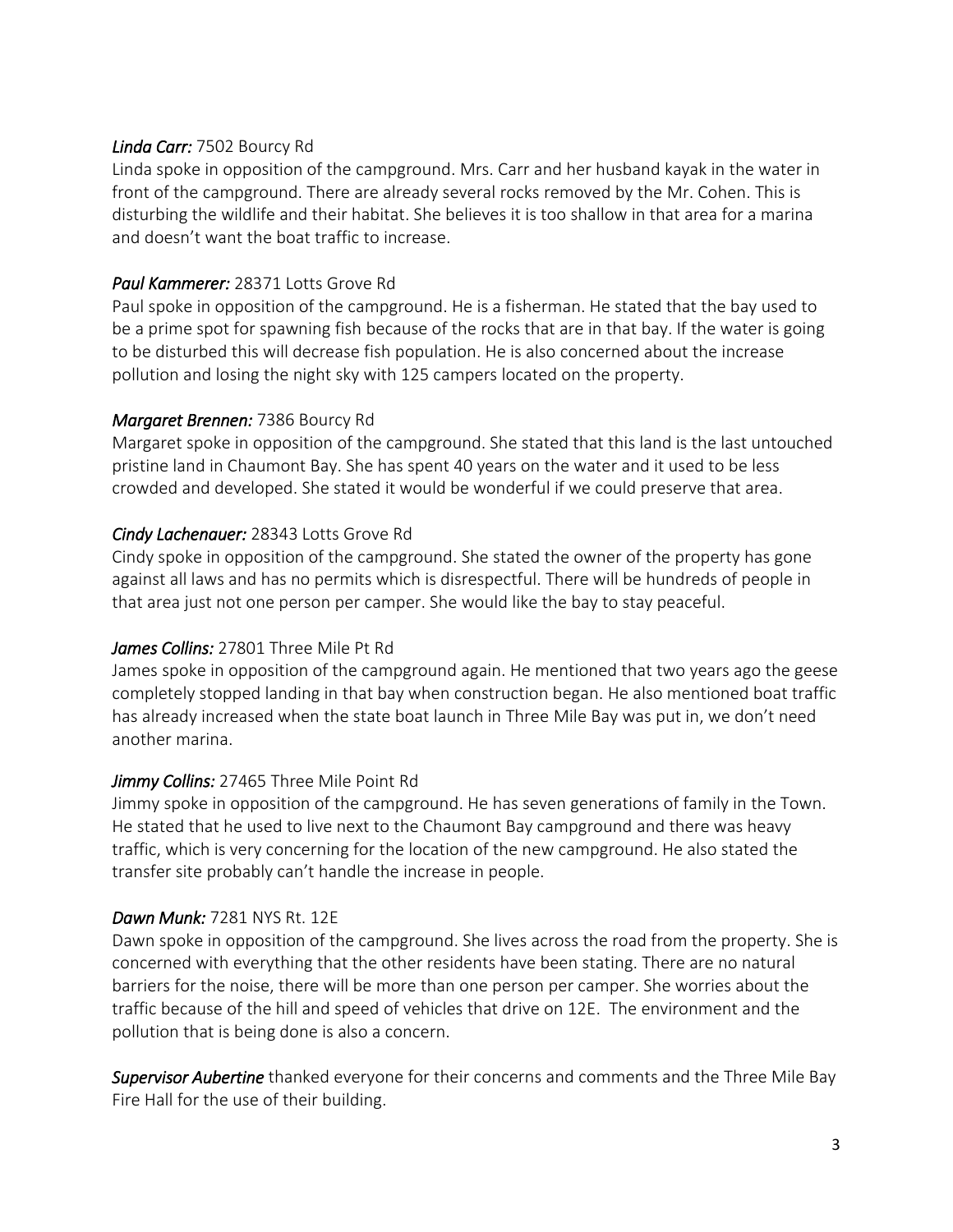***Linda Carr:*** 7502 Bourcy Rd
Linda spoke in opposition of the campground. Mrs. Carr and her husband kayak in the water in front of the campground. There are already several rocks removed by the Mr. Cohen. This is disturbing the wildlife and their habitat. She believes it is too shallow in that area for a marina and doesn't want the boat traffic to increase.

***Paul Kammerer:*** 28371 Lotts Grove Rd
Paul spoke in opposition of the campground. He is a fisherman. He stated that the bay used to be a prime spot for spawning fish because of the rocks that are in that bay. If the water is going to be disturbed this will decrease fish population. He is also concerned about the increase pollution and losing the night sky with 125 campers located on the property.

***Margaret Brennen:*** 7386 Bourcy Rd
Margaret spoke in opposition of the campground. She stated that this land is the last untouched pristine land in Chaumont Bay. She has spent 40 years on the water and it used to be less crowded and developed. She stated it would be wonderful if we could preserve that area.

***Cindy Lachenauer:*** 28343 Lotts Grove Rd
Cindy spoke in opposition of the campground. She stated the owner of the property has gone against all laws and has no permits which is disrespectful. There will be hundreds of people in that area just not one person per camper. She would like the bay to stay peaceful.

***James Collins:*** 27801 Three Mile Pt Rd
James spoke in opposition of the campground again. He mentioned that two years ago the geese completely stopped landing in that bay when construction began. He also mentioned boat traffic has already increased when the state boat launch in Three Mile Bay was put in, we don't need another marina.

***Jimmy Collins:*** 27465 Three Mile Point Rd
Jimmy spoke in opposition of the campground. He has seven generations of family in the Town. He stated that he used to live next to the Chaumont Bay campground and there was heavy traffic, which is very concerning for the location of the new campground. He also stated the transfer site probably can't handle the increase in people.

***Dawn Munk:*** 7281 NYS Rt. 12E
Dawn spoke in opposition of the campground. She lives across the road from the property. She is concerned with everything that the other residents have been stating. There are no natural barriers for the noise, there will be more than one person per camper. She worries about the traffic because of the hill and speed of vehicles that drive on 12E. The environment and the pollution that is being done is also a concern.

***Supervisor Aubertine*** thanked everyone for their concerns and comments and the Three Mile Bay Fire Hall for the use of their building.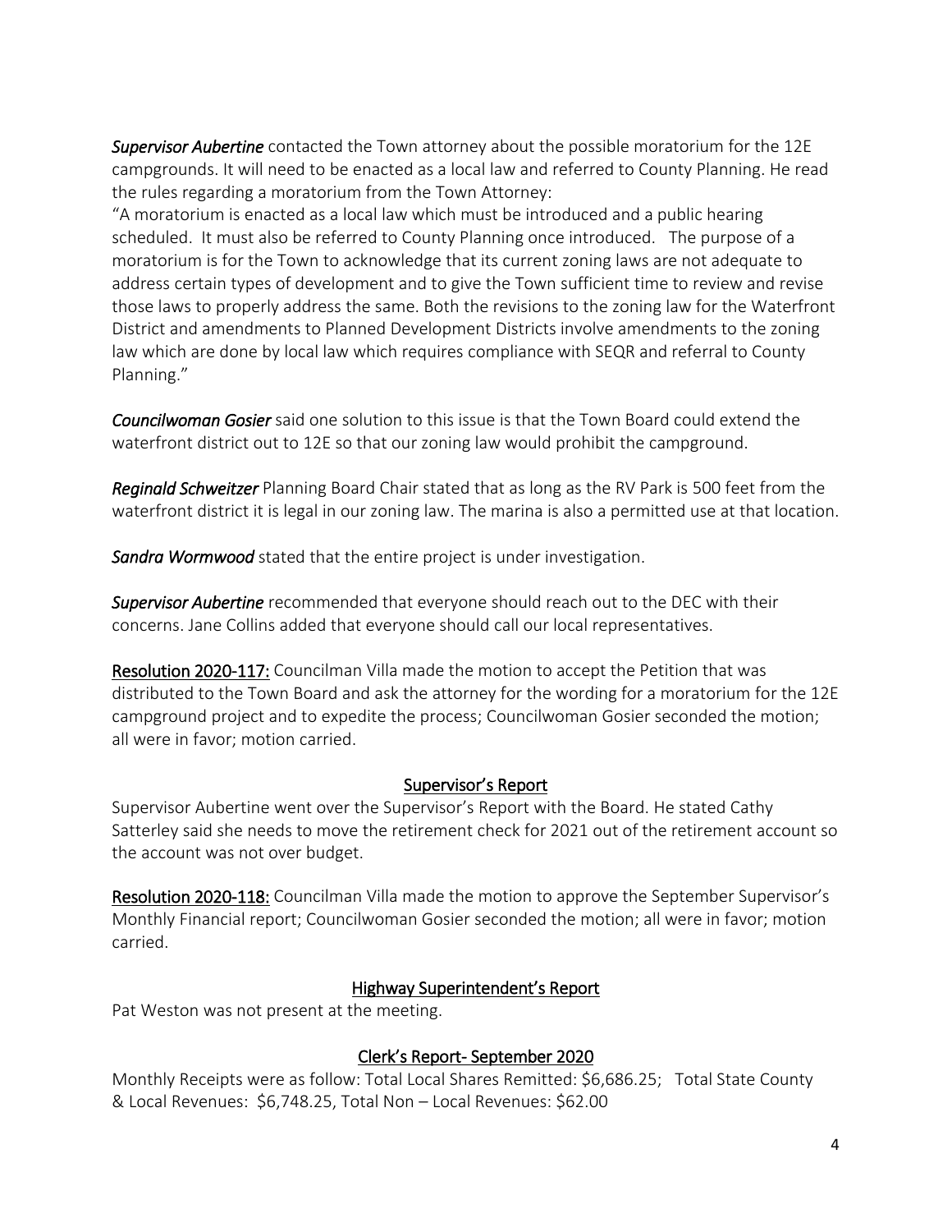***Supervisor Aubertine*** contacted the Town attorney about the possible moratorium for the 12E campgrounds. It will need to be enacted as a local law and referred to County Planning. He read the rules regarding a moratorium from the Town Attorney:

"A moratorium is enacted as a local law which must be introduced and a public hearing scheduled. It must also be referred to County Planning once introduced. The purpose of a moratorium is for the Town to acknowledge that its current zoning laws are not adequate to address certain types of development and to give the Town sufficient time to review and revise those laws to properly address the same. Both the revisions to the zoning law for the Waterfront District and amendments to Planned Development Districts involve amendments to the zoning law which are done by local law which requires compliance with SEQR and referral to County Planning."

***Councilwoman Gosier*** said one solution to this issue is that the Town Board could extend the waterfront district out to 12E so that our zoning law would prohibit the campground.

***Reginald Schweitzer*** Planning Board Chair stated that as long as the RV Park is 500 feet from the waterfront district it is legal in our zoning law. The marina is also a permitted use at that location.

***Sandra Wormwood*** stated that the entire project is under investigation.

***Supervisor Aubertine*** recommended that everyone should reach out to the DEC with their concerns. Jane Collins added that everyone should call our local representatives.

Resolution 2020-117: Councilman Villa made the motion to accept the Petition that was distributed to the Town Board and ask the attorney for the wording for a moratorium for the 12E campground project and to expedite the process; Councilwoman Gosier seconded the motion; all were in favor; motion carried.

## Supervisor's Report

Supervisor Aubertine went over the Supervisor's Report with the Board. He stated Cathy Satterley said she needs to move the retirement check for 2021 out of the retirement account so the account was not over budget.

Resolution 2020-118: Councilman Villa made the motion to approve the September Supervisor's Monthly Financial report; Councilwoman Gosier seconded the motion; all were in favor; motion carried.

## Highway Superintendent's Report

Pat Weston was not present at the meeting.

## Clerk's Report- September 2020

Monthly Receipts were as follow: Total Local Shares Remitted: $6,686.25; Total State County & Local Revenues: $6,748.25, Total Non – Local Revenues: $62.00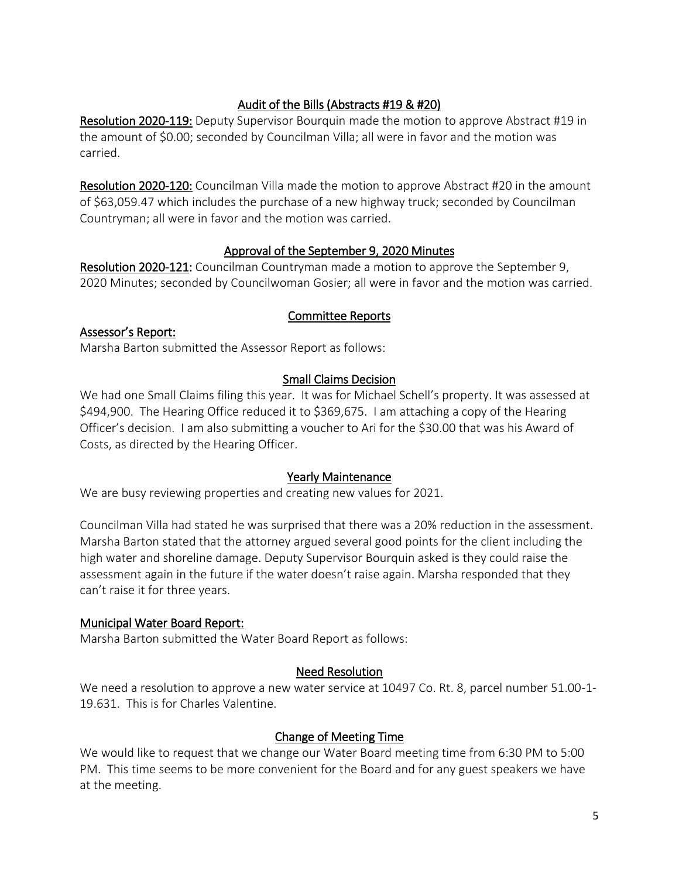## Audit of the Bills (Abstracts #19 & #20)

**Resolution 2020-119:** Deputy Supervisor Bourquin made the motion to approve Abstract #19 in the amount of $0.00; seconded by Councilman Villa; all were in favor and the motion was carried.

**Resolution 2020-120:** Councilman Villa made the motion to approve Abstract #20 in the amount of $63,059.47 which includes the purchase of a new highway truck; seconded by Councilman Countryman; all were in favor and the motion was carried.

## Approval of the September 9, 2020 Minutes

**Resolution 2020-121:** Councilman Countryman made a motion to approve the September 9, 2020 Minutes; seconded by Councilwoman Gosier; all were in favor and the motion was carried.

## Committee Reports

### Assessor's Report:

Marsha Barton submitted the Assessor Report as follows:

#### Small Claims Decision

We had one Small Claims filing this year. It was for Michael Schell's property. It was assessed at $494,900. The Hearing Office reduced it to $369,675. I am attaching a copy of the Hearing Officer's decision. I am also submitting a voucher to Ari for the $30.00 that was his Award of Costs, as directed by the Hearing Officer.

#### Yearly Maintenance

We are busy reviewing properties and creating new values for 2021.

Councilman Villa had stated he was surprised that there was a 20% reduction in the assessment. Marsha Barton stated that the attorney argued several good points for the client including the high water and shoreline damage. Deputy Supervisor Bourquin asked is they could raise the assessment again in the future if the water doesn't raise again. Marsha responded that they can't raise it for three years.

### Municipal Water Board Report:

Marsha Barton submitted the Water Board Report as follows:

#### Need Resolution

We need a resolution to approve a new water service at 10497 Co. Rt. 8, parcel number 51.00-1-19.631. This is for Charles Valentine.

#### Change of Meeting Time

We would like to request that we change our Water Board meeting time from 6:30 PM to 5:00 PM. This time seems to be more convenient for the Board and for any guest speakers we have at the meeting.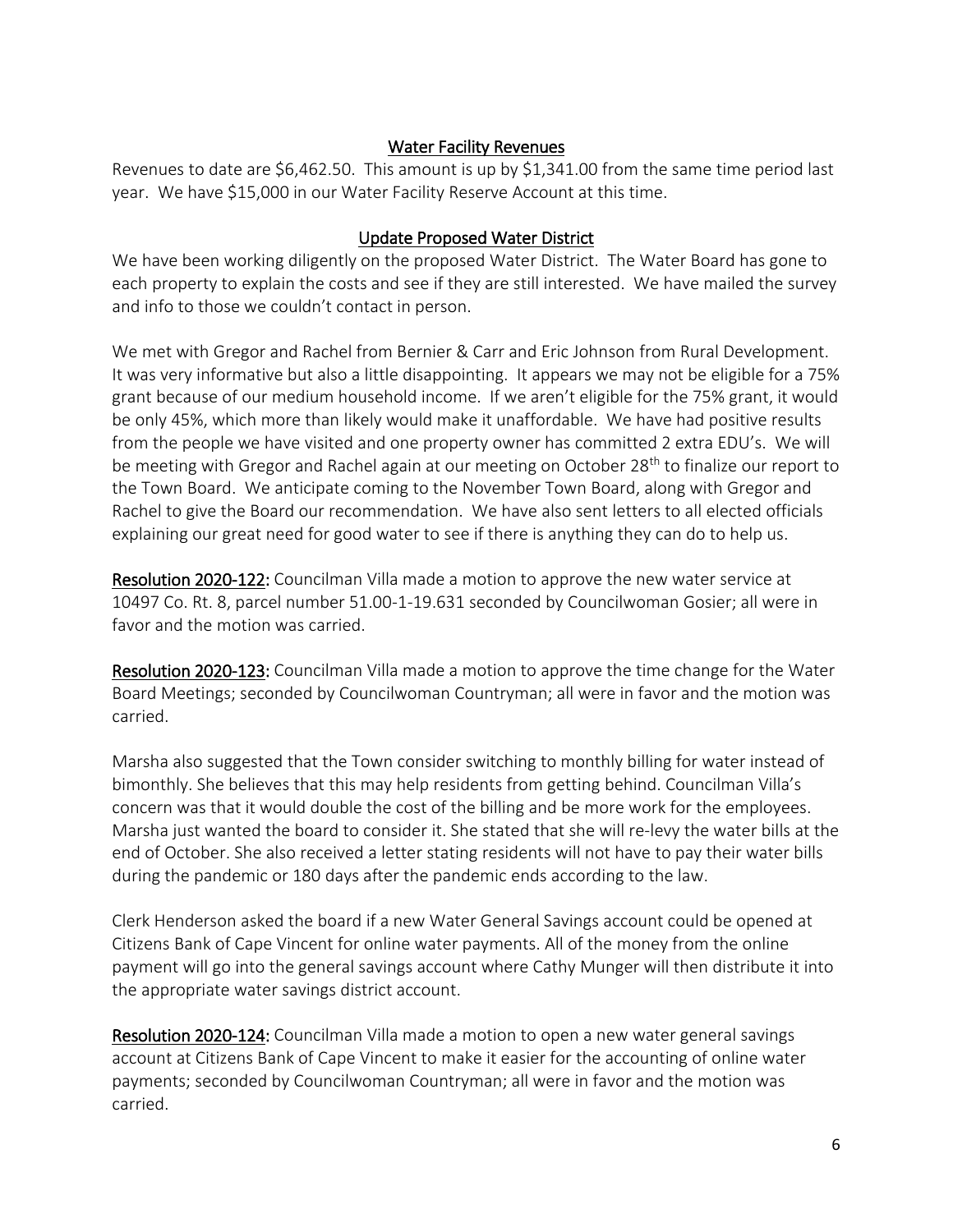## Water Facility Revenues

Revenues to date are $6,462.50. This amount is up by $1,341.00 from the same time period last year. We have $15,000 in our Water Facility Reserve Account at this time.

## Update Proposed Water District

We have been working diligently on the proposed Water District. The Water Board has gone to each property to explain the costs and see if they are still interested. We have mailed the survey and info to those we couldn't contact in person.

We met with Gregor and Rachel from Bernier & Carr and Eric Johnson from Rural Development. It was very informative but also a little disappointing. It appears we may not be eligible for a 75% grant because of our medium household income. If we aren't eligible for the 75% grant, it would be only 45%, which more than likely would make it unaffordable. We have had positive results from the people we have visited and one property owner has committed 2 extra EDU's. We will be meeting with Gregor and Rachel again at our meeting on October 28th to finalize our report to the Town Board. We anticipate coming to the November Town Board, along with Gregor and Rachel to give the Board our recommendation. We have also sent letters to all elected officials explaining our great need for good water to see if there is anything they can do to help us.

**Resolution 2020-122:** Councilman Villa made a motion to approve the new water service at 10497 Co. Rt. 8, parcel number 51.00-1-19.631 seconded by Councilwoman Gosier; all were in favor and the motion was carried.

**Resolution 2020-123:** Councilman Villa made a motion to approve the time change for the Water Board Meetings; seconded by Councilwoman Countryman; all were in favor and the motion was carried.

Marsha also suggested that the Town consider switching to monthly billing for water instead of bimonthly. She believes that this may help residents from getting behind. Councilman Villa's concern was that it would double the cost of the billing and be more work for the employees. Marsha just wanted the board to consider it. She stated that she will re-levy the water bills at the end of October. She also received a letter stating residents will not have to pay their water bills during the pandemic or 180 days after the pandemic ends according to the law.

Clerk Henderson asked the board if a new Water General Savings account could be opened at Citizens Bank of Cape Vincent for online water payments. All of the money from the online payment will go into the general savings account where Cathy Munger will then distribute it into the appropriate water savings district account.

**Resolution 2020-124:** Councilman Villa made a motion to open a new water general savings account at Citizens Bank of Cape Vincent to make it easier for the accounting of online water payments; seconded by Councilwoman Countryman; all were in favor and the motion was carried.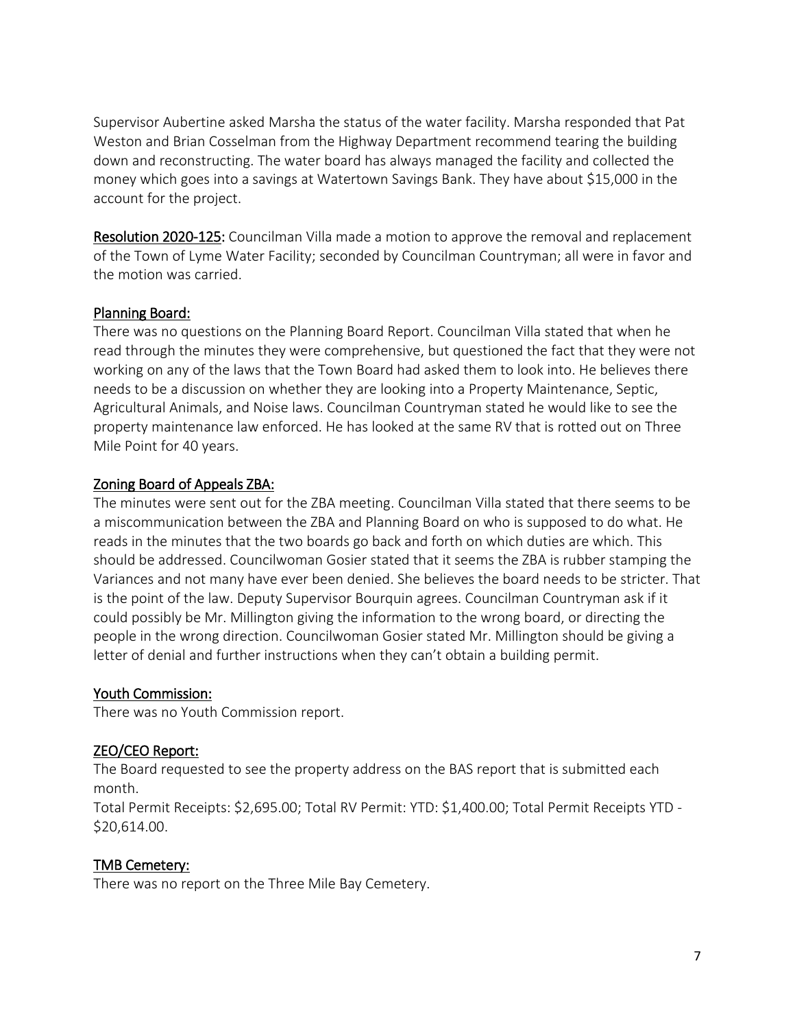Supervisor Aubertine asked Marsha the status of the water facility. Marsha responded that Pat Weston and Brian Cosselman from the Highway Department recommend tearing the building down and reconstructing. The water board has always managed the facility and collected the money which goes into a savings at Watertown Savings Bank. They have about $15,000 in the account for the project.

**Resolution 2020-125:** Councilman Villa made a motion to approve the removal and replacement of the Town of Lyme Water Facility; seconded by Councilman Countryman; all were in favor and the motion was carried.

## Planning Board:

There was no questions on the Planning Board Report. Councilman Villa stated that when he read through the minutes they were comprehensive, but questioned the fact that they were not working on any of the laws that the Town Board had asked them to look into. He believes there needs to be a discussion on whether they are looking into a Property Maintenance, Septic, Agricultural Animals, and Noise laws. Councilman Countryman stated he would like to see the property maintenance law enforced. He has looked at the same RV that is rotted out on Three Mile Point for 40 years.

## Zoning Board of Appeals ZBA:

The minutes were sent out for the ZBA meeting. Councilman Villa stated that there seems to be a miscommunication between the ZBA and Planning Board on who is supposed to do what. He reads in the minutes that the two boards go back and forth on which duties are which. This should be addressed. Councilwoman Gosier stated that it seems the ZBA is rubber stamping the Variances and not many have ever been denied. She believes the board needs to be stricter. That is the point of the law. Deputy Supervisor Bourquin agrees. Councilman Countryman ask if it could possibly be Mr. Millington giving the information to the wrong board, or directing the people in the wrong direction. Councilwoman Gosier stated Mr. Millington should be giving a letter of denial and further instructions when they can't obtain a building permit.

## Youth Commission:

There was no Youth Commission report.

## ZEO/CEO Report:

The Board requested to see the property address on the BAS report that is submitted each month.

Total Permit Receipts: $2,695.00; Total RV Permit: YTD: $1,400.00; Total Permit Receipts YTD - $20,614.00.

## TMB Cemetery:

There was no report on the Three Mile Bay Cemetery.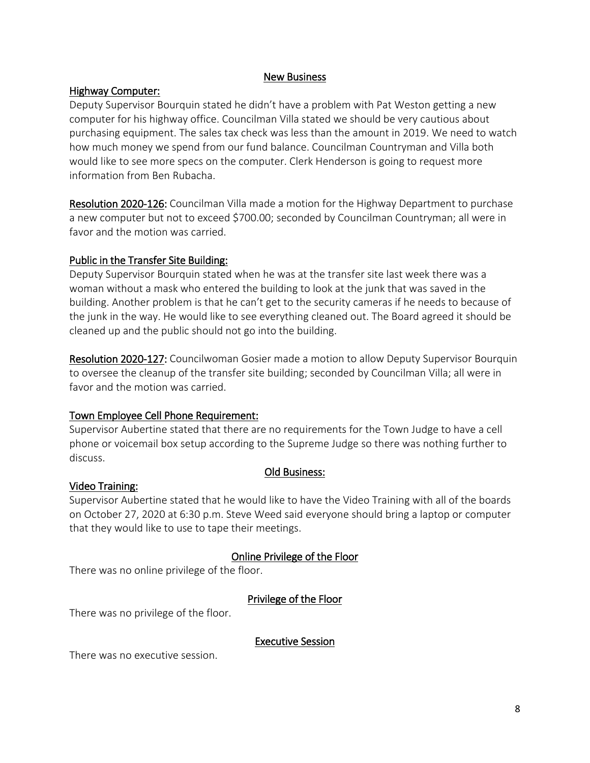## New Business

### Highway Computer:

Deputy Supervisor Bourquin stated he didn't have a problem with Pat Weston getting a new computer for his highway office. Councilman Villa stated we should be very cautious about purchasing equipment. The sales tax check was less than the amount in 2019. We need to watch how much money we spend from our fund balance. Councilman Countryman and Villa both would like to see more specs on the computer. Clerk Henderson is going to request more information from Ben Rubacha.

**Resolution 2020-126:** Councilman Villa made a motion for the Highway Department to purchase a new computer but not to exceed $700.00; seconded by Councilman Countryman; all were in favor and the motion was carried.

### Public in the Transfer Site Building:

Deputy Supervisor Bourquin stated when he was at the transfer site last week there was a woman without a mask who entered the building to look at the junk that was saved in the building. Another problem is that he can't get to the security cameras if he needs to because of the junk in the way. He would like to see everything cleaned out. The Board agreed it should be cleaned up and the public should not go into the building.

**Resolution 2020-127:** Councilwoman Gosier made a motion to allow Deputy Supervisor Bourquin to oversee the cleanup of the transfer site building; seconded by Councilman Villa; all were in favor and the motion was carried.

### Town Employee Cell Phone Requirement:

Supervisor Aubertine stated that there are no requirements for the Town Judge to have a cell phone or voicemail box setup according to the Supreme Judge so there was nothing further to discuss.

## Old Business:

### Video Training:

Supervisor Aubertine stated that he would like to have the Video Training with all of the boards on October 27, 2020 at 6:30 p.m. Steve Weed said everyone should bring a laptop or computer that they would like to use to tape their meetings.

## Online Privilege of the Floor

There was no online privilege of the floor.

## Privilege of the Floor

There was no privilege of the floor.

## Executive Session

There was no executive session.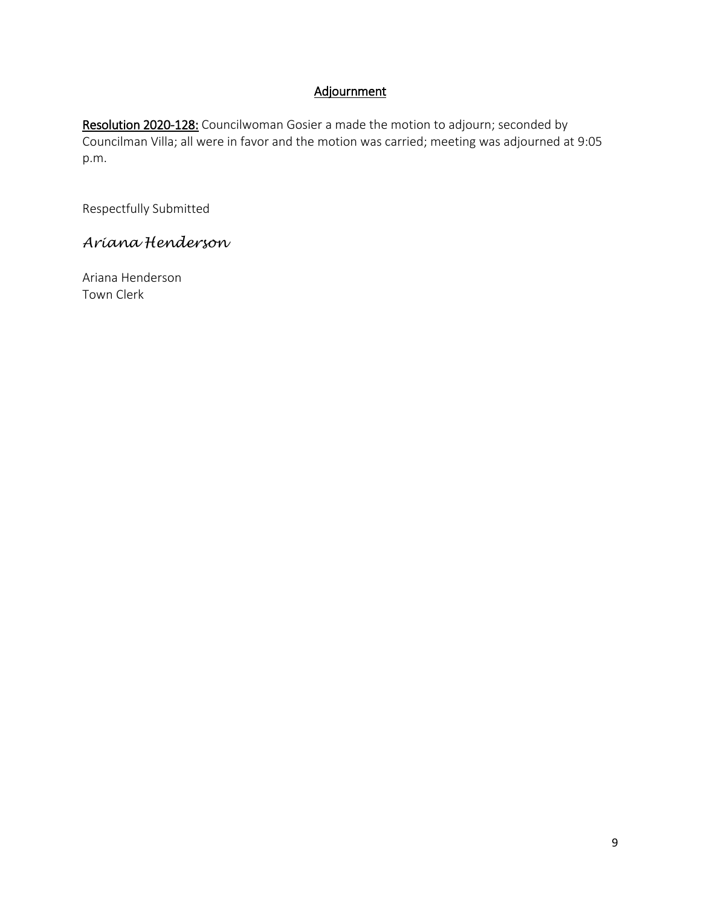## Adjournment

**Resolution 2020-128:** Councilwoman Gosier a made the motion to adjourn; seconded by Councilman Villa; all were in favor and the motion was carried; meeting was adjourned at 9:05 p.m.

Respectfully Submitted

*Ariana Henderson*

Ariana Henderson
Town Clerk